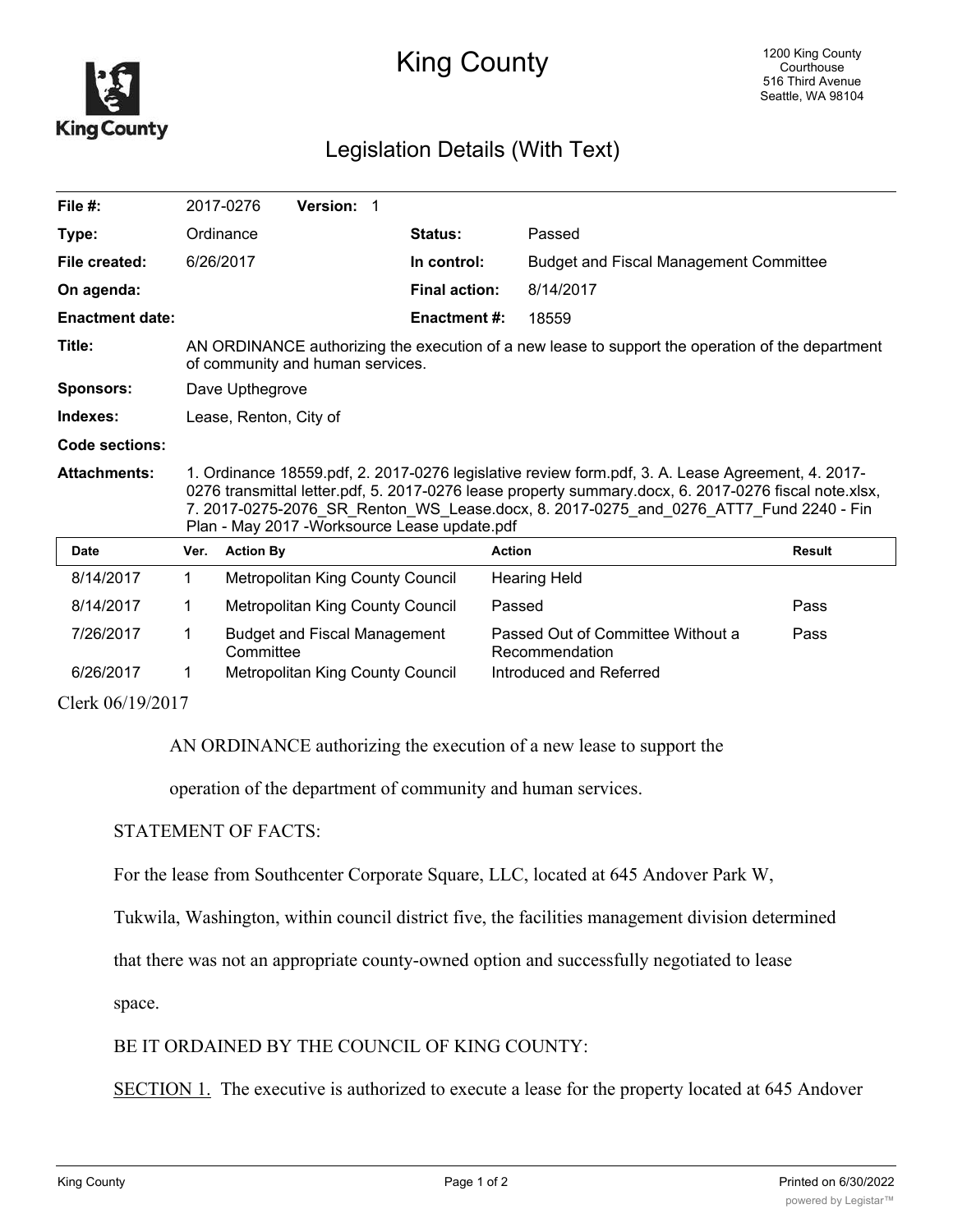# King County

1200 King County Courthouse
516 Third Avenue
Seattle, WA 98104

## Legislation Details (With Text)

| | | | |
|---|---|---|---|
| **File #:** | 2017-0276 **Version:** 1 | | |
| **Type:** | Ordinance | **Status:** | Passed |
| **File created:** | 6/26/2017 | **In control:** | Budget and Fiscal Management Committee |
| **On agenda:** | | **Final action:** | 8/14/2017 |
| **Enactment date:** | | **Enactment #:** | 18559 |

**Title:** AN ORDINANCE authorizing the execution of a new lease to support the operation of the department of community and human services.

**Sponsors:** Dave Upthegrove

**Indexes:** Lease, Renton, City of

**Code sections:**

**Attachments:** 1. Ordinance 18559.pdf, 2. 2017-0276 legislative review form.pdf, 3. A. Lease Agreement, 4. 2017-0276 transmittal letter.pdf, 5. 2017-0276 lease property summary.docx, 6. 2017-0276 fiscal note.xlsx, 7. 2017-0275-2076_SR_Renton_WS_Lease.docx, 8. 2017-0275_and_0276_ATT7_Fund 2240 - Fin Plan - May 2017 -Worksource Lease update.pdf

| Date | Ver. | Action By | Action | Result |
|---|---|---|---|---|
| 8/14/2017 | 1 | Metropolitan King County Council | Hearing Held | |
| 8/14/2017 | 1 | Metropolitan King County Council | Passed | Pass |
| 7/26/2017 | 1 | Budget and Fiscal Management Committee | Passed Out of Committee Without a Recommendation | Pass |
| 6/26/2017 | 1 | Metropolitan King County Council | Introduced and Referred | |

Clerk 06/19/2017

AN ORDINANCE authorizing the execution of a new lease to support the operation of the department of community and human services.

STATEMENT OF FACTS:

For the lease from Southcenter Corporate Square, LLC, located at 645 Andover Park W, Tukwila, Washington, within council district five, the facilities management division determined that there was not an appropriate county-owned option and successfully negotiated to lease space.

BE IT ORDAINED BY THE COUNCIL OF KING COUNTY:

SECTION 1. The executive is authorized to execute a lease for the property located at 645 Andover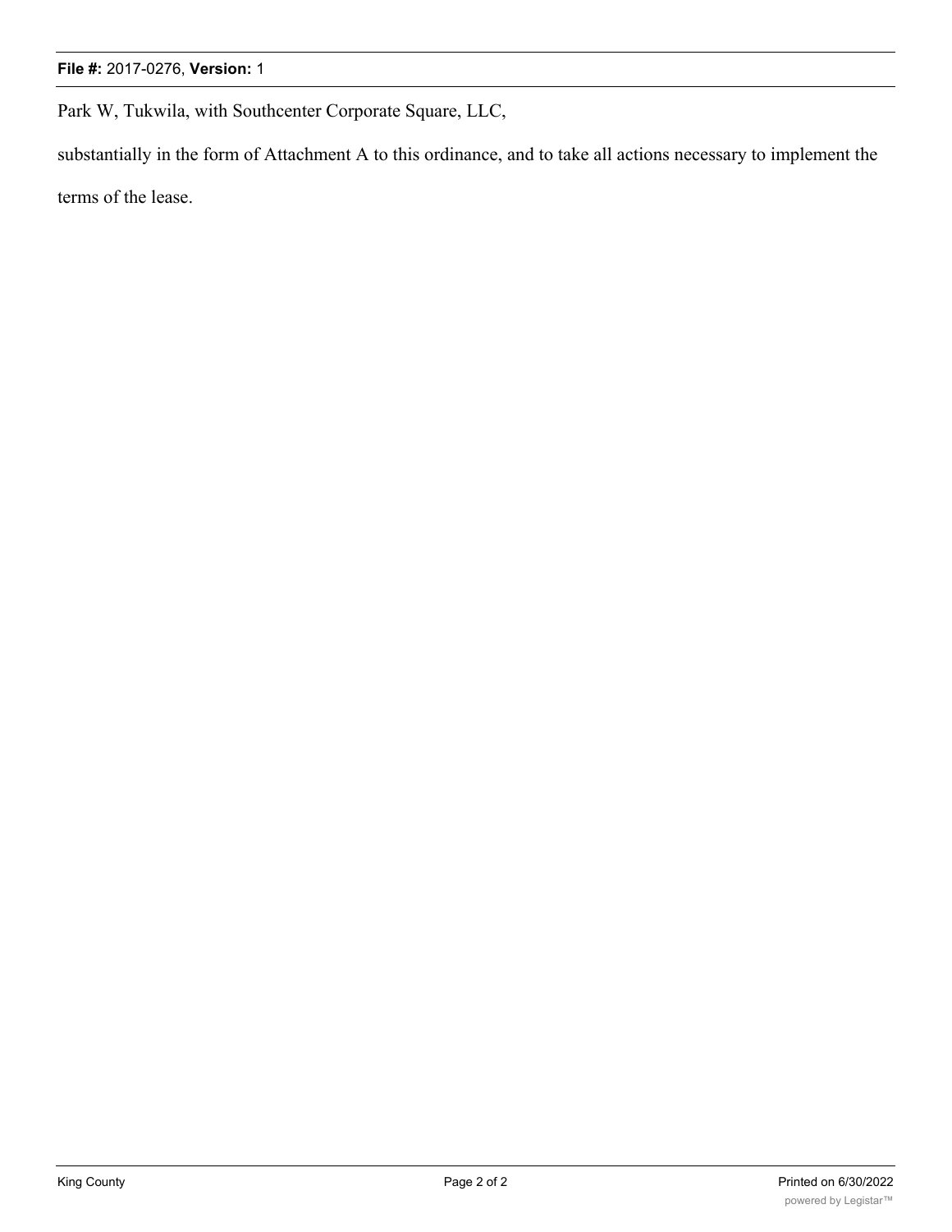Park W, Tukwila, with Southcenter Corporate Square, LLC,

substantially in the form of Attachment A to this ordinance, and to take all actions necessary to implement the terms of the lease.